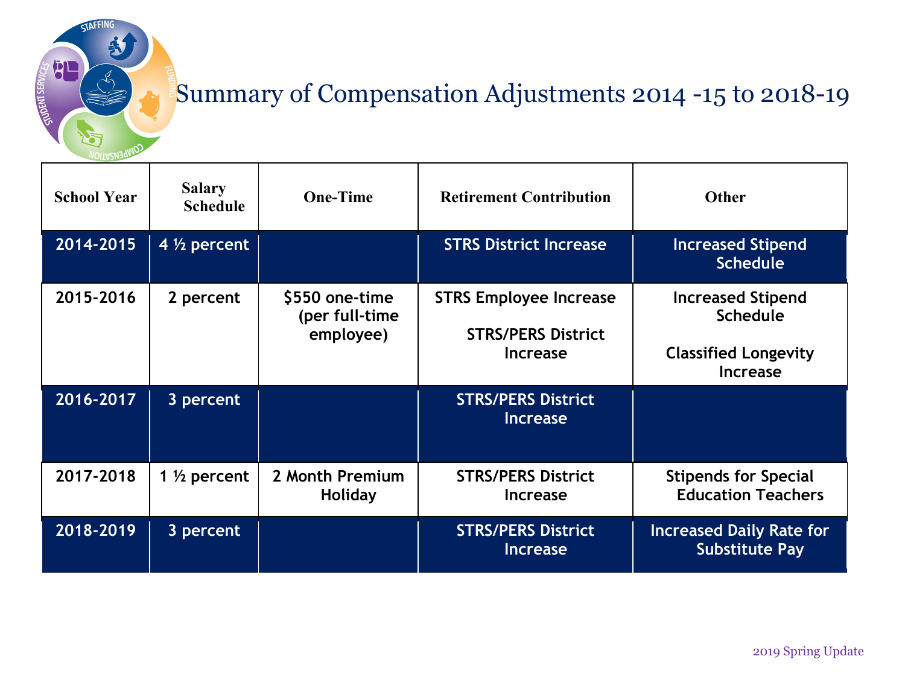# Summary of Compensation Adjustments 2014 -15 to 2018-19

| School Year | Salary Schedule | One-Time | Retirement Contribution | Other |
|---|---|---|---|---|
| 2014-2015 | 4 ½ percent | | STRS District Increase | Increased Stipend Schedule |
| 2015-2016 | 2 percent | $550 one-time (per full-time employee) | STRS Employee Increase<br><br>STRS/PERS District Increase | Increased Stipend Schedule<br><br>Classified Longevity Increase |
| 2016-2017 | 3 percent | | STRS/PERS District Increase | |
| 2017-2018 | 1 ½ percent | 2 Month Premium Holiday | STRS/PERS District Increase | Stipends for Special Education Teachers |
| 2018-2019 | 3 percent | | STRS/PERS District Increase | Increased Daily Rate for Substitute Pay |

2019 Spring Update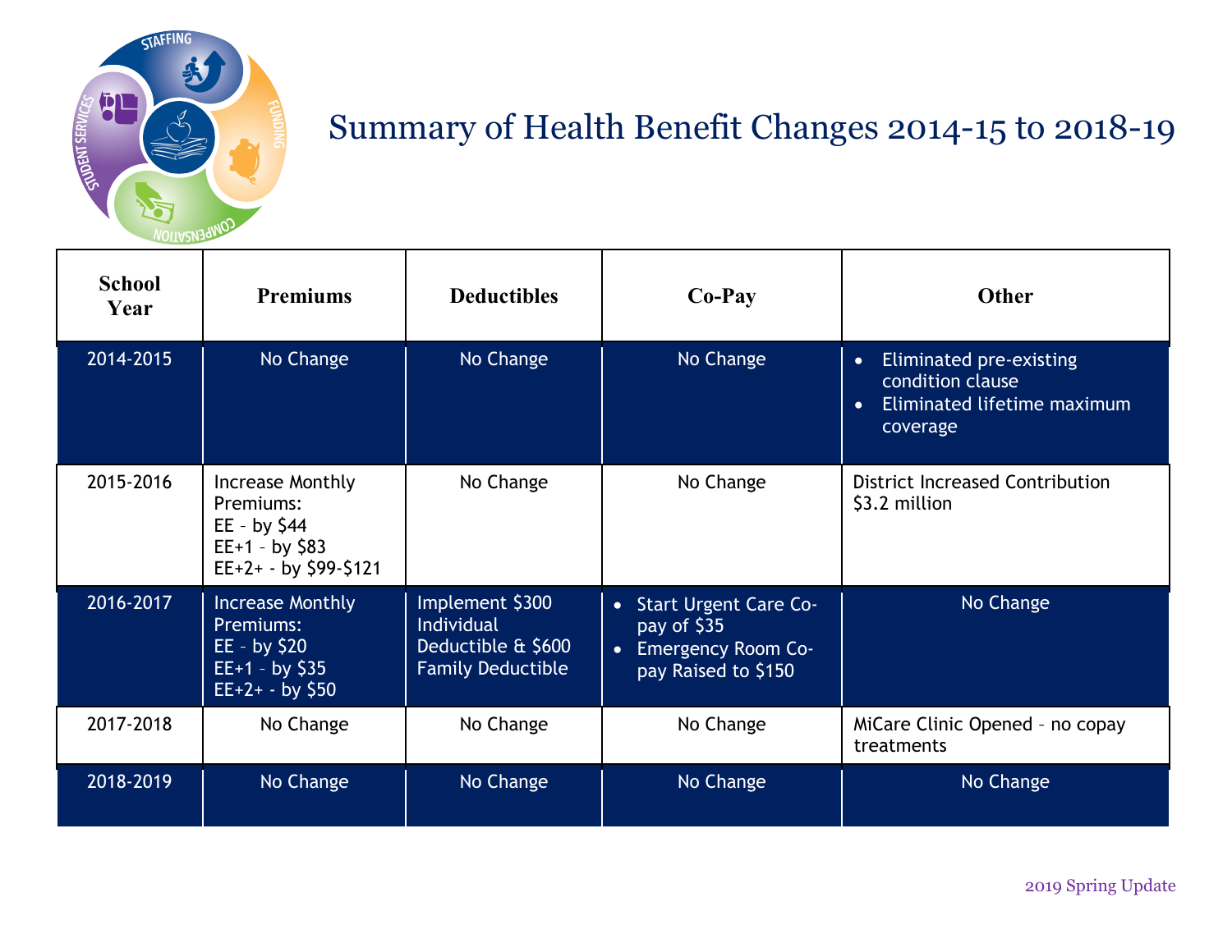# Summary of Health Benefit Changes 2014-15 to 2018-19

| School Year | Premiums | Deductibles | Co-Pay | Other |
|---|---|---|---|---|
| 2014-2015 | No Change | No Change | No Change | • Eliminated pre-existing condition clause<br>• Eliminated lifetime maximum coverage |
| 2015-2016 | Increase Monthly Premiums:<br>EE – by $44<br>EE+1 – by $83<br>EE+2+ - by $99-$121 | No Change | No Change | District Increased Contribution $3.2 million |
| 2016-2017 | Increase Monthly Premiums:<br>EE – by $20<br>EE+1 – by $35<br>EE+2+ - by $50 | Implement $300 Individual Deductible & $600 Family Deductible | • Start Urgent Care Co-pay of $35<br>• Emergency Room Co-pay Raised to $150 | No Change |
| 2017-2018 | No Change | No Change | No Change | MiCare Clinic Opened – no copay treatments |
| 2018-2019 | No Change | No Change | No Change | No Change |

2019 Spring Update